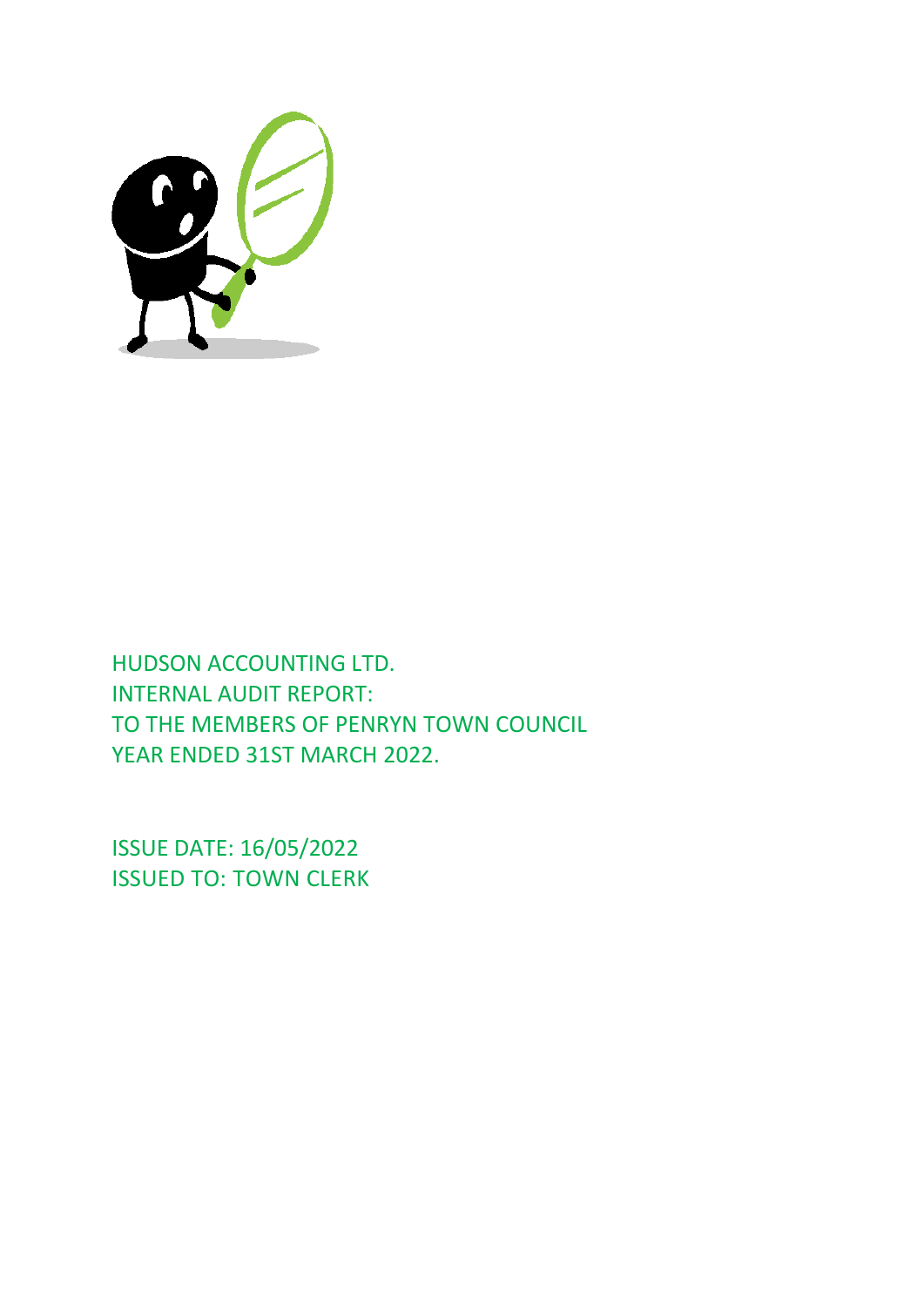HUDSON ACCOUNTING LTD.
INTERNAL AUDIT REPORT:
TO THE MEMBERS OF PENRYN TOWN COUNCIL
YEAR ENDED 31ST MARCH 2022.

ISSUE DATE: 16/05/2022
ISSUED TO: TOWN CLERK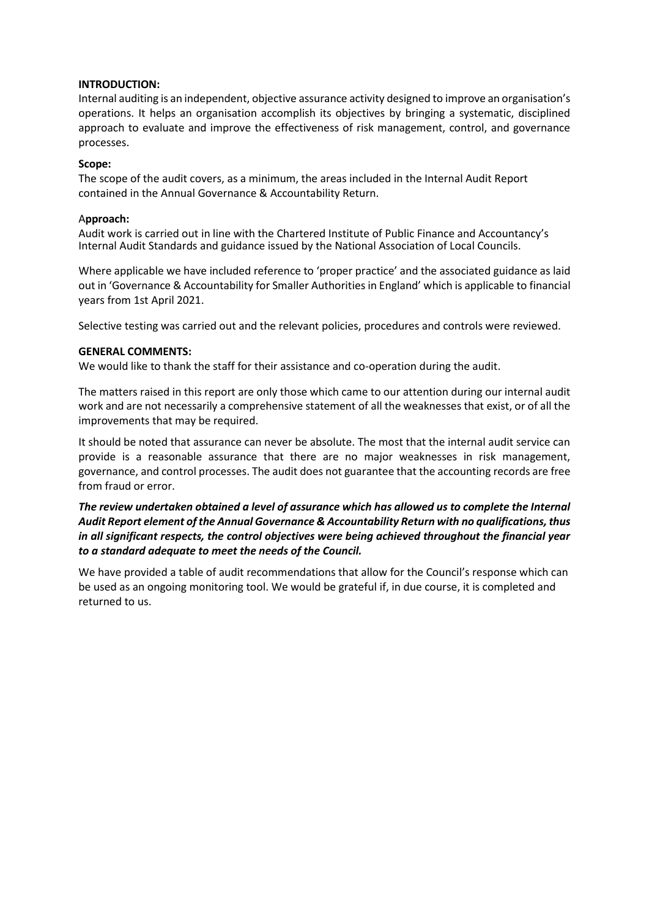**INTRODUCTION:**
Internal auditing is an independent, objective assurance activity designed to improve an organisation's operations. It helps an organisation accomplish its objectives by bringing a systematic, disciplined approach to evaluate and improve the effectiveness of risk management, control, and governance processes.

**Scope:**
The scope of the audit covers, as a minimum, the areas included in the Internal Audit Report contained in the Annual Governance & Accountability Return.

**Approach:**
Audit work is carried out in line with the Chartered Institute of Public Finance and Accountancy's Internal Audit Standards and guidance issued by the National Association of Local Councils.

Where applicable we have included reference to 'proper practice' and the associated guidance as laid out in 'Governance & Accountability for Smaller Authorities in England' which is applicable to financial years from 1st April 2021.

Selective testing was carried out and the relevant policies, procedures and controls were reviewed.

**GENERAL COMMENTS:**
We would like to thank the staff for their assistance and co-operation during the audit.

The matters raised in this report are only those which came to our attention during our internal audit work and are not necessarily a comprehensive statement of all the weaknesses that exist, or of all the improvements that may be required.

It should be noted that assurance can never be absolute. The most that the internal audit service can provide is a reasonable assurance that there are no major weaknesses in risk management, governance, and control processes. The audit does not guarantee that the accounting records are free from fraud or error.

***The review undertaken obtained a level of assurance which has allowed us to complete the Internal Audit Report element of the Annual Governance & Accountability Return with no qualifications, thus in all significant respects, the control objectives were being achieved throughout the financial year to a standard adequate to meet the needs of the Council.***

We have provided a table of audit recommendations that allow for the Council's response which can be used as an ongoing monitoring tool. We would be grateful if, in due course, it is completed and returned to us.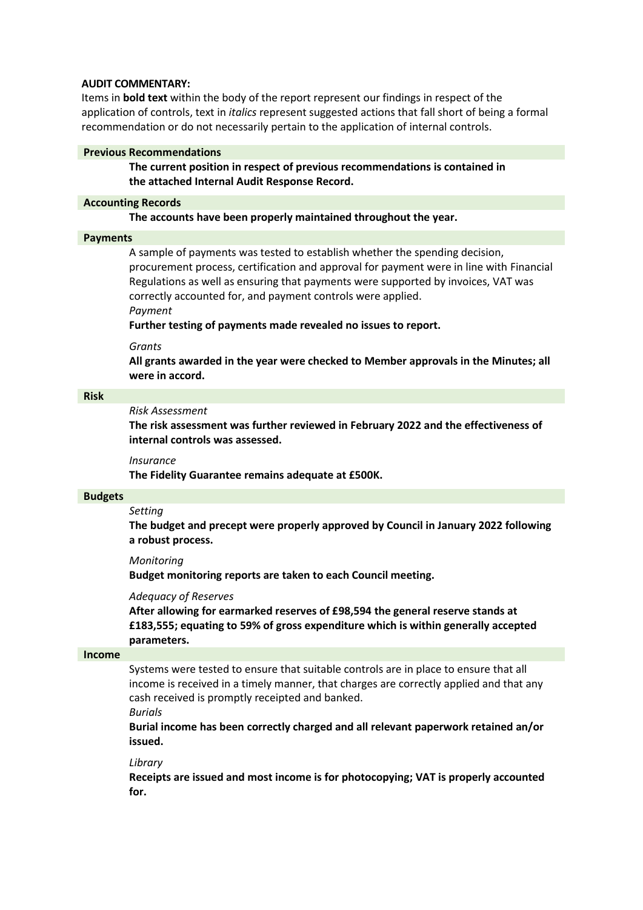**AUDIT COMMENTARY:**

Items in **bold text** within the body of the report represent our findings in respect of the application of controls, text in *italics* represent suggested actions that fall short of being a formal recommendation or do not necessarily pertain to the application of internal controls.

### Previous Recommendations

**The current position in respect of previous recommendations is contained in the attached Internal Audit Response Record.**

### Accounting Records

**The accounts have been properly maintained throughout the year.**

### Payments

A sample of payments was tested to establish whether the spending decision, procurement process, certification and approval for payment were in line with Financial Regulations as well as ensuring that payments were supported by invoices, VAT was correctly accounted for, and payment controls were applied.

*Payment*

**Further testing of payments made revealed no issues to report.**

*Grants*

**All grants awarded in the year were checked to Member approvals in the Minutes; all were in accord.**

### Risk

*Risk Assessment*

**The risk assessment was further reviewed in February 2022 and the effectiveness of internal controls was assessed.**

*Insurance*

**The Fidelity Guarantee remains adequate at £500K.**

### Budgets

*Setting*

**The budget and precept were properly approved by Council in January 2022 following a robust process.**

*Monitoring*

**Budget monitoring reports are taken to each Council meeting.**

*Adequacy of Reserves*

**After allowing for earmarked reserves of £98,594 the general reserve stands at £183,555; equating to 59% of gross expenditure which is within generally accepted parameters.**

### Income

Systems were tested to ensure that suitable controls are in place to ensure that all income is received in a timely manner, that charges are correctly applied and that any cash received is promptly receipted and banked.

*Burials*

**Burial income has been correctly charged and all relevant paperwork retained an/or issued.**

*Library*

**Receipts are issued and most income is for photocopying; VAT is properly accounted for.**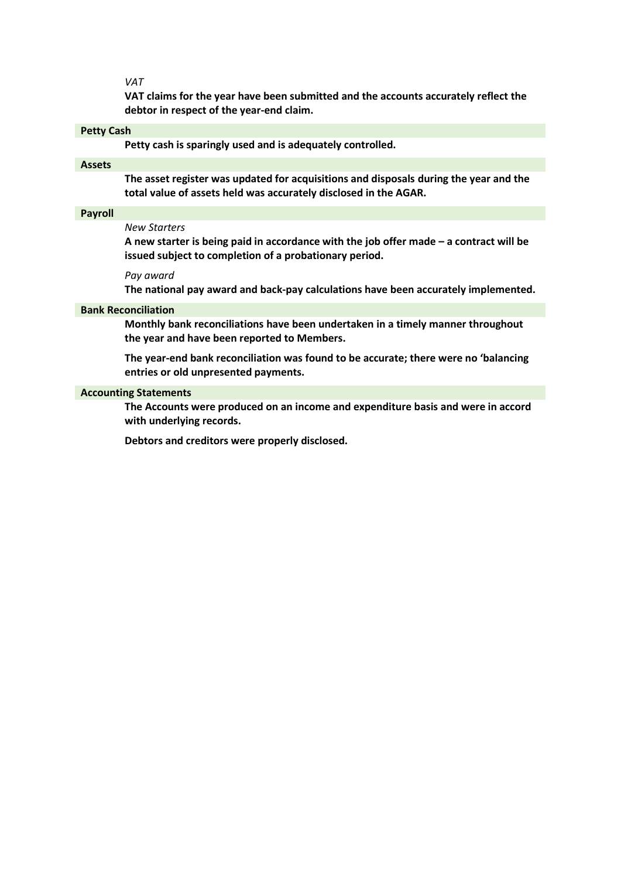*VAT*

**VAT claims for the year have been submitted and the accounts accurately reflect the debtor in respect of the year-end claim.**

## Petty Cash

**Petty cash is sparingly used and is adequately controlled.**

## Assets

**The asset register was updated for acquisitions and disposals during the year and the total value of assets held was accurately disclosed in the AGAR.**

## Payroll

*New Starters*

**A new starter is being paid in accordance with the job offer made – a contract will be issued subject to completion of a probationary period.**

*Pay award*

**The national pay award and back-pay calculations have been accurately implemented.**

## Bank Reconciliation

**Monthly bank reconciliations have been undertaken in a timely manner throughout the year and have been reported to Members.**

**The year-end bank reconciliation was found to be accurate; there were no 'balancing entries or old unpresented payments.**

## Accounting Statements

**The Accounts were produced on an income and expenditure basis and were in accord with underlying records.**

**Debtors and creditors were properly disclosed.**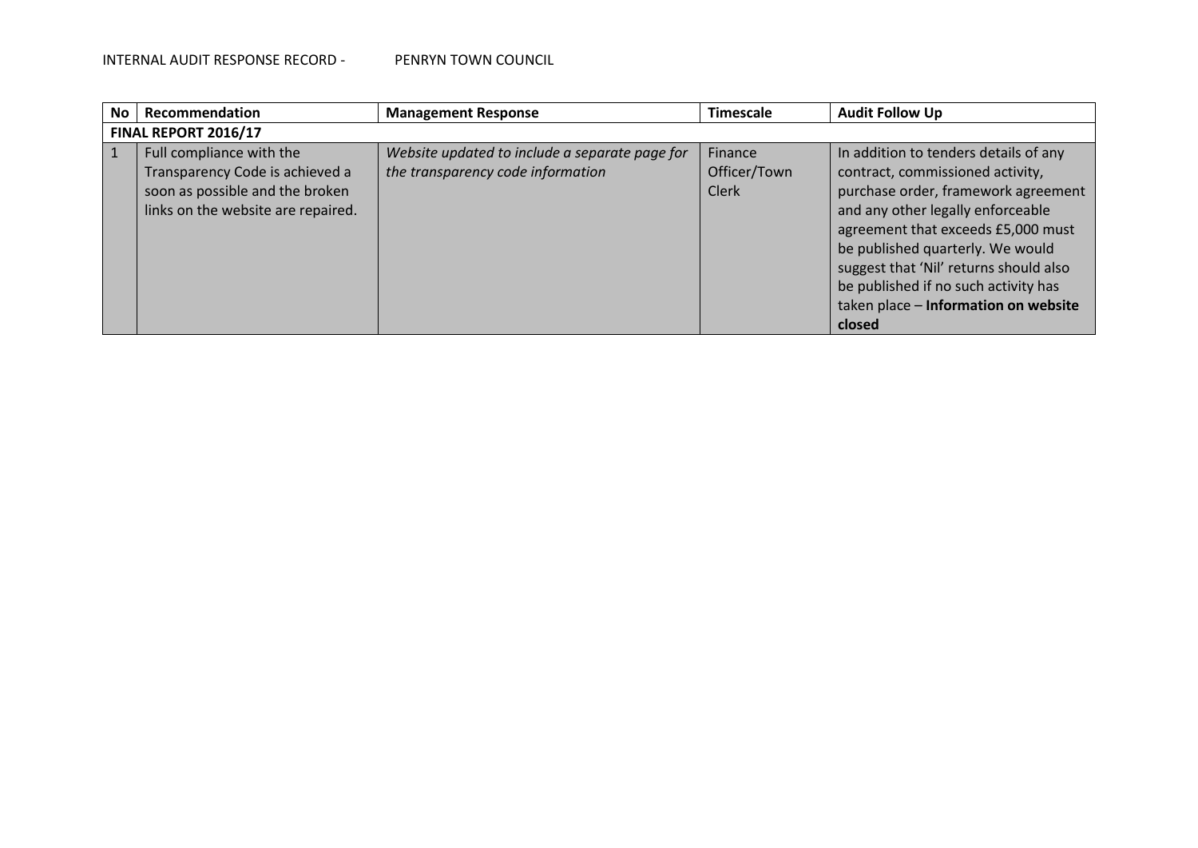INTERNAL AUDIT RESPONSE RECORD - PENRYN TOWN COUNCIL

| No | Recommendation | Management Response | Timescale | Audit Follow Up |
|---|---|---|---|---|
| **FINAL REPORT 2016/17** | | | | |
| 1 | Full compliance with the Transparency Code is achieved a soon as possible and the broken links on the website are repaired. | *Website updated to include a separate page for the transparency code information* | Finance Officer/Town Clerk | In addition to tenders details of any contract, commissioned activity, purchase order, framework agreement and any other legally enforceable agreement that exceeds £5,000 must be published quarterly. We would suggest that 'Nil' returns should also be published if no such activity has taken place – **Information on website closed** |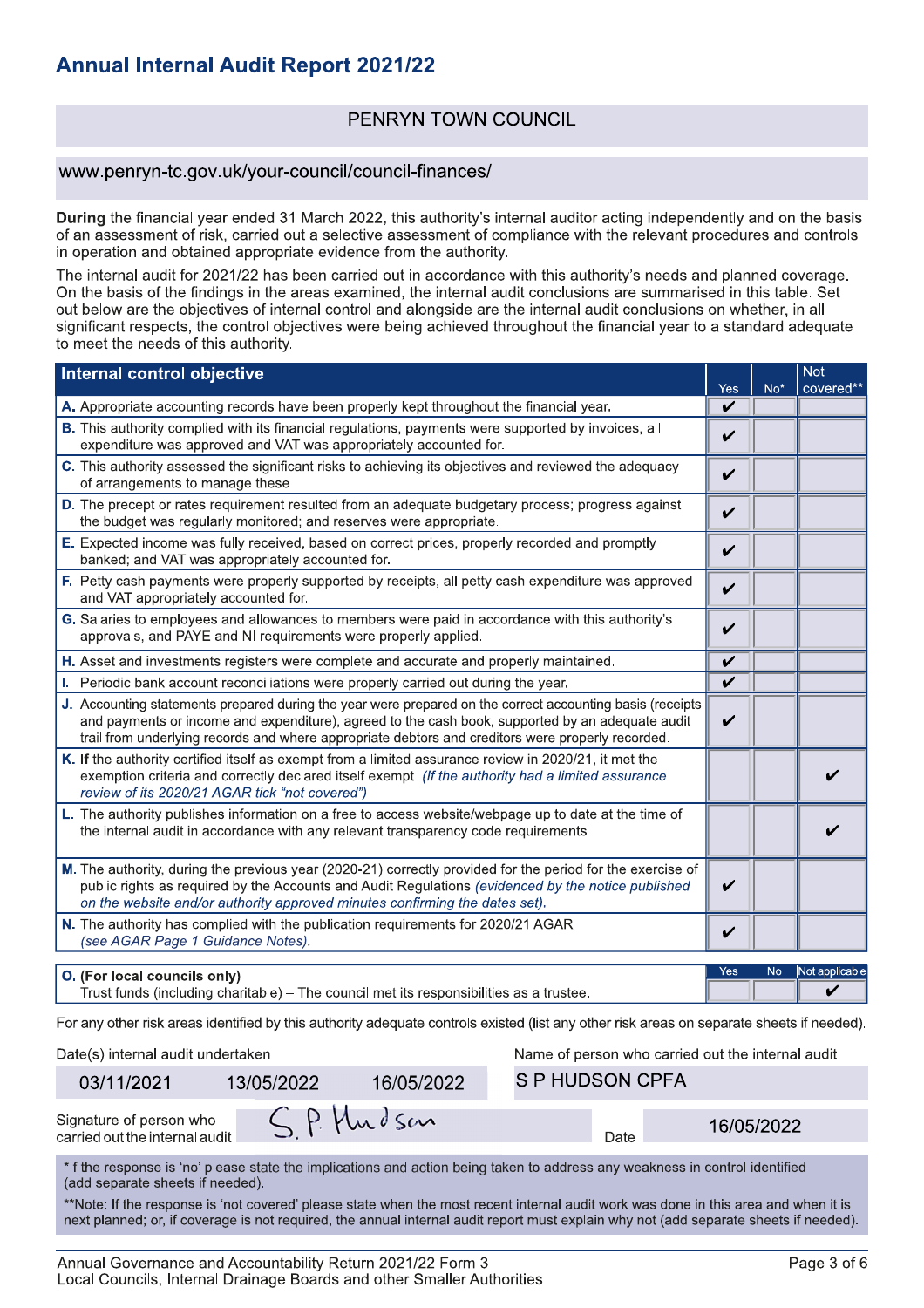# Annual Internal Audit Report 2021/22

PENRYN TOWN COUNCIL

www.penryn-tc.gov.uk/your-council/council-finances/

**During** the financial year ended 31 March 2022, this authority's internal auditor acting independently and on the basis of an assessment of risk, carried out a selective assessment of compliance with the relevant procedures and controls in operation and obtained appropriate evidence from the authority.

The internal audit for 2021/22 has been carried out in accordance with this authority's needs and planned coverage. On the basis of the findings in the areas examined, the internal audit conclusions are summarised in this table. Set out below are the objectives of internal control and alongside are the internal audit conclusions on whether, in all significant respects, the control objectives were being achieved throughout the financial year to a standard adequate to meet the needs of this authority.

| Internal control objective | Yes | No* | Not covered** |
|---|---|---|---|
| **A.** Appropriate accounting records have been properly kept throughout the financial year. | ✔ | | |
| **B.** This authority complied with its financial regulations, payments were supported by invoices, all expenditure was approved and VAT was appropriately accounted for. | ✔ | | |
| **C.** This authority assessed the significant risks to achieving its objectives and reviewed the adequacy of arrangements to manage these. | ✔ | | |
| **D.** The precept or rates requirement resulted from an adequate budgetary process; progress against the budget was regularly monitored; and reserves were appropriate. | ✔ | | |
| **E.** Expected income was fully received, based on correct prices, properly recorded and promptly banked; and VAT was appropriately accounted for. | ✔ | | |
| **F.** Petty cash payments were properly supported by receipts, all petty cash expenditure was approved and VAT appropriately accounted for. | ✔ | | |
| **G.** Salaries to employees and allowances to members were paid in accordance with this authority's approvals, and PAYE and NI requirements were properly applied. | ✔ | | |
| **H.** Asset and investments registers were complete and accurate and properly maintained. | ✔ | | |
| **I.** Periodic bank account reconciliations were properly carried out during the year. | ✔ | | |
| **J.** Accounting statements prepared during the year were prepared on the correct accounting basis (receipts and payments or income and expenditure), agreed to the cash book, supported by an adequate audit trail from underlying records and where appropriate debtors and creditors were properly recorded. | ✔ | | |
| **K.** If the authority certified itself as exempt from a limited assurance review in 2020/21, it met the exemption criteria and correctly declared itself exempt. *(If the authority had a limited assurance review of its 2020/21 AGAR tick "not covered")* | | | ✔ |
| **L.** The authority publishes information on a free to access website/webpage up to date at the time of the internal audit in accordance with any relevant transparency code requirements | | | ✔ |
| **M.** The authority, during the previous year (2020-21) correctly provided for the period for the exercise of public rights as required by the Accounts and Audit Regulations *(evidenced by the notice published on the website and/or authority approved minutes confirming the dates set).* | ✔ | | |
| **N.** The authority has complied with the publication requirements for 2020/21 AGAR *(see AGAR Page 1 Guidance Notes).* | ✔ | | |

| | Yes | No | Not applicable |
|---|---|---|---|
| **O. (For local councils only)** Trust funds (including charitable) – The council met its responsibilities as a trustee. | | | ✔ |

For any other risk areas identified by this authority adequate controls existed (list any other risk areas on separate sheets if needed).

Date(s) internal audit undertaken: 03/11/2021 13/05/2022 16/05/2022

Name of person who carried out the internal audit: S P HUDSON CPFA

Signature of person who carried out the internal audit: S.P. Hudson

Date: 16/05/2022

*If the response is 'no' please state the implications and action being taken to address any weakness in control identified (add separate sheets if needed).

**Note: If the response is 'not covered' please state when the most recent internal audit work was done in this area and when it is next planned; or, if coverage is not required, the annual internal audit report must explain why not (add separate sheets if needed).